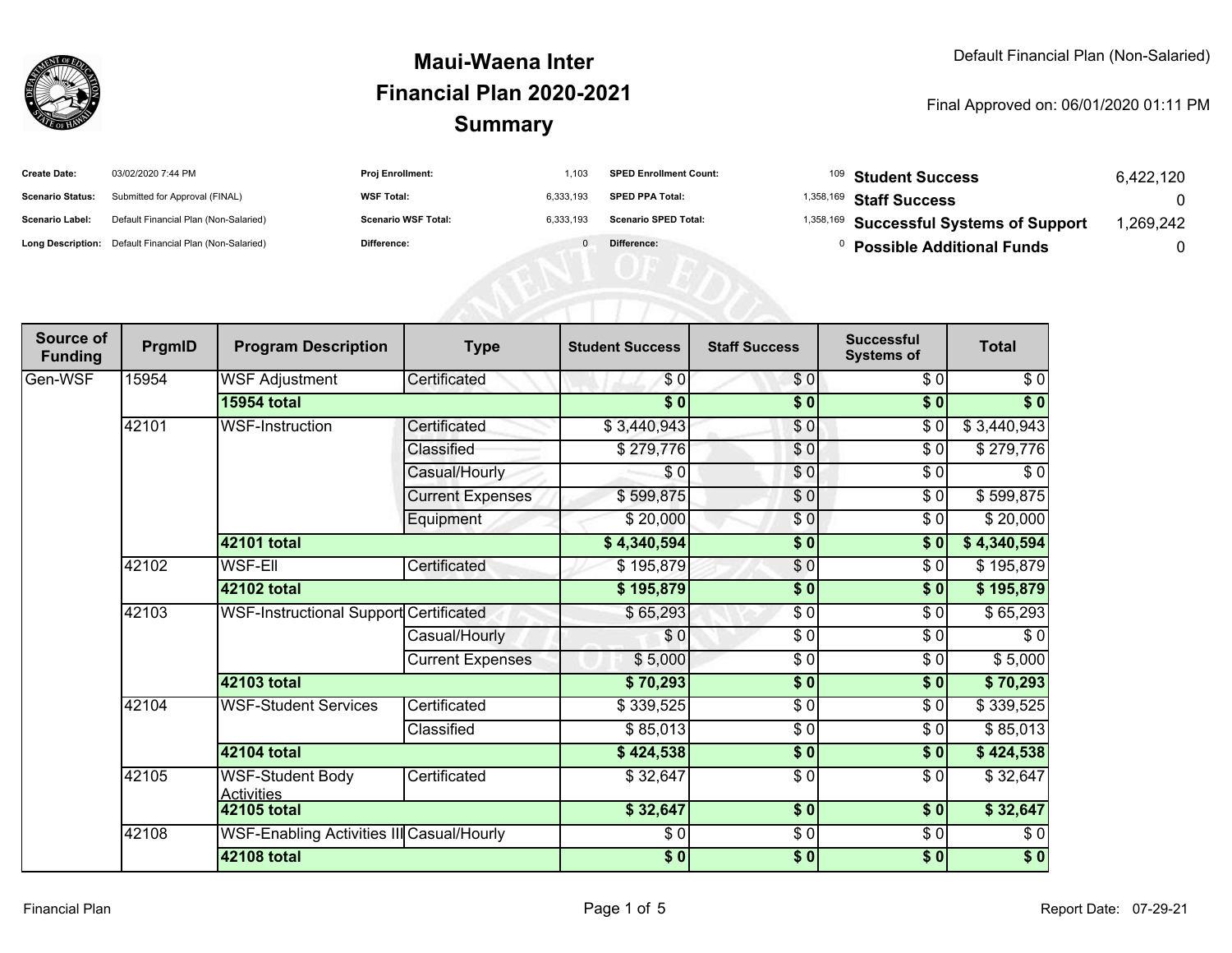# Maui-Waena Inter
## Financial Plan 2020-2021
## Summary

Default Financial Plan (Non-Salaried)

Final Approved on: 06/01/2020 01:11 PM

| | | | | | | | |
|---|---|---|---|---|---|---|---|
| **Create Date:** | 03/02/2020 7:44 PM | **Proj Enrollment:** | 1,103 | **SPED Enrollment Count:** | 109 | **Student Success** | 6,422,120 |
| **Scenario Status:** | Submitted for Approval (FINAL) | **WSF Total:** | 6,333,193 | **SPED PPA Total:** | 1,358,169 | **Staff Success** | 0 |
| **Scenario Label:** | Default Financial Plan (Non-Salaried) | **Scenario WSF Total:** | 6,333,193 | **Scenario SPED Total:** | 1,358,169 | **Successful Systems of Support** | 1,269,242 |
| **Long Description:** | Default Financial Plan (Non-Salaried) | **Difference:** | 0 | **Difference:** | 0 | **Possible Additional Funds** | 0 |

| Source of Funding | PrgmID | Program Description | Type | Student Success | Staff Success | Successful Systems of | Total |
|---|---|---|---|---|---|---|---|
| Gen-WSF | 15954 | WSF Adjustment | Certificated | $ 0 | $ 0 | $ 0 | $ 0 |
| | | **15954 total** | | **$ 0** | **$ 0** | **$ 0** | **$ 0** |
| | 42101 | WSF-Instruction | Certificated | $ 3,440,943 | $ 0 | $ 0 | $ 3,440,943 |
| | | | Classified | $ 279,776 | $ 0 | $ 0 | $ 279,776 |
| | | | Casual/Hourly | $ 0 | $ 0 | $ 0 | $ 0 |
| | | | Current Expenses | $ 599,875 | $ 0 | $ 0 | $ 599,875 |
| | | | Equipment | $ 20,000 | $ 0 | $ 0 | $ 20,000 |
| | | **42101 total** | | **$ 4,340,594** | **$ 0** | **$ 0** | **$ 4,340,594** |
| | 42102 | WSF-Ell | Certificated | $ 195,879 | $ 0 | $ 0 | $ 195,879 |
| | | **42102 total** | | **$ 195,879** | **$ 0** | **$ 0** | **$ 195,879** |
| | 42103 | WSF-Instructional Support | Certificated | $ 65,293 | $ 0 | $ 0 | $ 65,293 |
| | | | Casual/Hourly | $ 0 | $ 0 | $ 0 | $ 0 |
| | | | Current Expenses | $ 5,000 | $ 0 | $ 0 | $ 5,000 |
| | | **42103 total** | | **$ 70,293** | **$ 0** | **$ 0** | **$ 70,293** |
| | 42104 | WSF-Student Services | Certificated | $ 339,525 | $ 0 | $ 0 | $ 339,525 |
| | | | Classified | $ 85,013 | $ 0 | $ 0 | $ 85,013 |
| | | **42104 total** | | **$ 424,538** | **$ 0** | **$ 0** | **$ 424,538** |
| | 42105 | WSF-Student Body Activities | Certificated | $ 32,647 | $ 0 | $ 0 | $ 32,647 |
| | | **42105 total** | | **$ 32,647** | **$ 0** | **$ 0** | **$ 32,647** |
| | 42108 | WSF-Enabling Activities III | Casual/Hourly | $ 0 | $ 0 | $ 0 | $ 0 |
| | | **42108 total** | | **$ 0** | **$ 0** | **$ 0** | **$ 0** |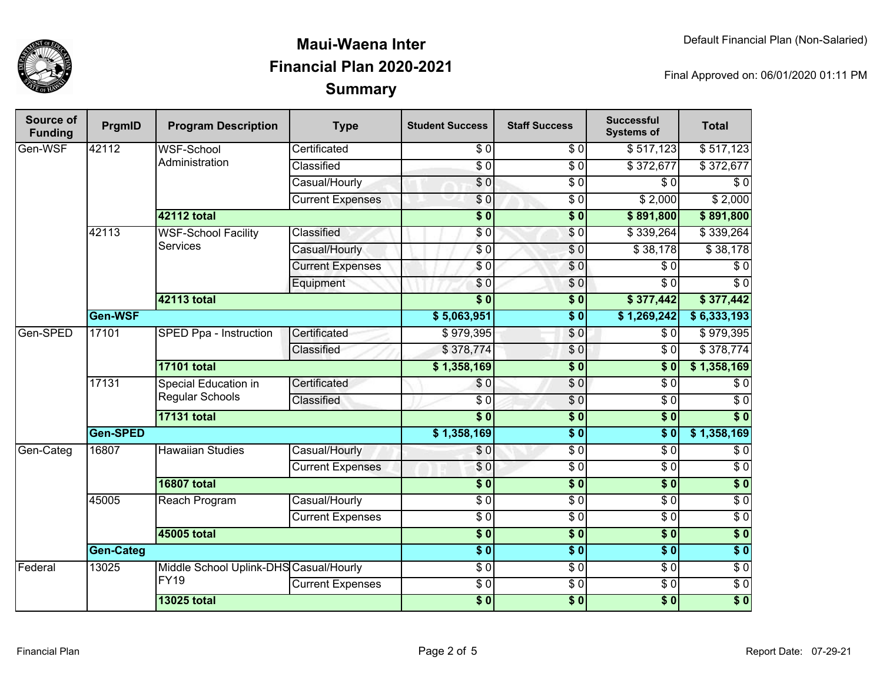# Maui-Waena Inter
## Financial Plan 2020-2021
## Summary

Default Financial Plan (Non-Salaried)

Final Approved on: 06/01/2020 01:11 PM

| Source of Funding | PrgmID | Program Description | Type | Student Success | Staff Success | Successful Systems of | Total |
|---|---|---|---|---|---|---|---|
| Gen-WSF | 42112 | WSF-School Administration | Certificated | $ 0 | $ 0 | $ 517,123 | $ 517,123 |
| | | | Classified | $ 0 | $ 0 | $ 372,677 | $ 372,677 |
| | | | Casual/Hourly | $ 0 | $ 0 | $ 0 | $ 0 |
| | | | Current Expenses | $ 0 | $ 0 | $ 2,000 | $ 2,000 |
| | | **42112 total** | | **$ 0** | **$ 0** | **$ 891,800** | **$ 891,800** |
| | 42113 | WSF-School Facility Services | Classified | $ 0 | $ 0 | $ 339,264 | $ 339,264 |
| | | | Casual/Hourly | $ 0 | $ 0 | $ 38,178 | $ 38,178 |
| | | | Current Expenses | $ 0 | $ 0 | $ 0 | $ 0 |
| | | | Equipment | $ 0 | $ 0 | $ 0 | $ 0 |
| | | **42113 total** | | **$ 0** | **$ 0** | **$ 377,442** | **$ 377,442** |
| | **Gen-WSF** | | | **$ 5,063,951** | **$ 0** | **$ 1,269,242** | **$ 6,333,193** |
| Gen-SPED | 17101 | SPED Ppa - Instruction | Certificated | $ 979,395 | $ 0 | $ 0 | $ 979,395 |
| | | | Classified | $ 378,774 | $ 0 | $ 0 | $ 378,774 |
| | | **17101 total** | | **$ 1,358,169** | **$ 0** | **$ 0** | **$ 1,358,169** |
| | 17131 | Special Education in Regular Schools | Certificated | $ 0 | $ 0 | $ 0 | $ 0 |
| | | | Classified | $ 0 | $ 0 | $ 0 | $ 0 |
| | | **17131 total** | | **$ 0** | **$ 0** | **$ 0** | **$ 0** |
| | **Gen-SPED** | | | **$ 1,358,169** | **$ 0** | **$ 0** | **$ 1,358,169** |
| Gen-Categ | 16807 | Hawaiian Studies | Casual/Hourly | $ 0 | $ 0 | $ 0 | $ 0 |
| | | | Current Expenses | $ 0 | $ 0 | $ 0 | $ 0 |
| | | **16807 total** | | **$ 0** | **$ 0** | **$ 0** | **$ 0** |
| | 45005 | Reach Program | Casual/Hourly | $ 0 | $ 0 | $ 0 | $ 0 |
| | | | Current Expenses | $ 0 | $ 0 | $ 0 | $ 0 |
| | | **45005 total** | | **$ 0** | **$ 0** | **$ 0** | **$ 0** |
| | **Gen-Categ** | | | **$ 0** | **$ 0** | **$ 0** | **$ 0** |
| Federal | 13025 | Middle School Uplink-DHS FY19 | Casual/Hourly | $ 0 | $ 0 | $ 0 | $ 0 |
| | | | Current Expenses | $ 0 | $ 0 | $ 0 | $ 0 |
| | | **13025 total** | | **$ 0** | **$ 0** | **$ 0** | **$ 0** |

Financial Plan

Report Date: 07-29-21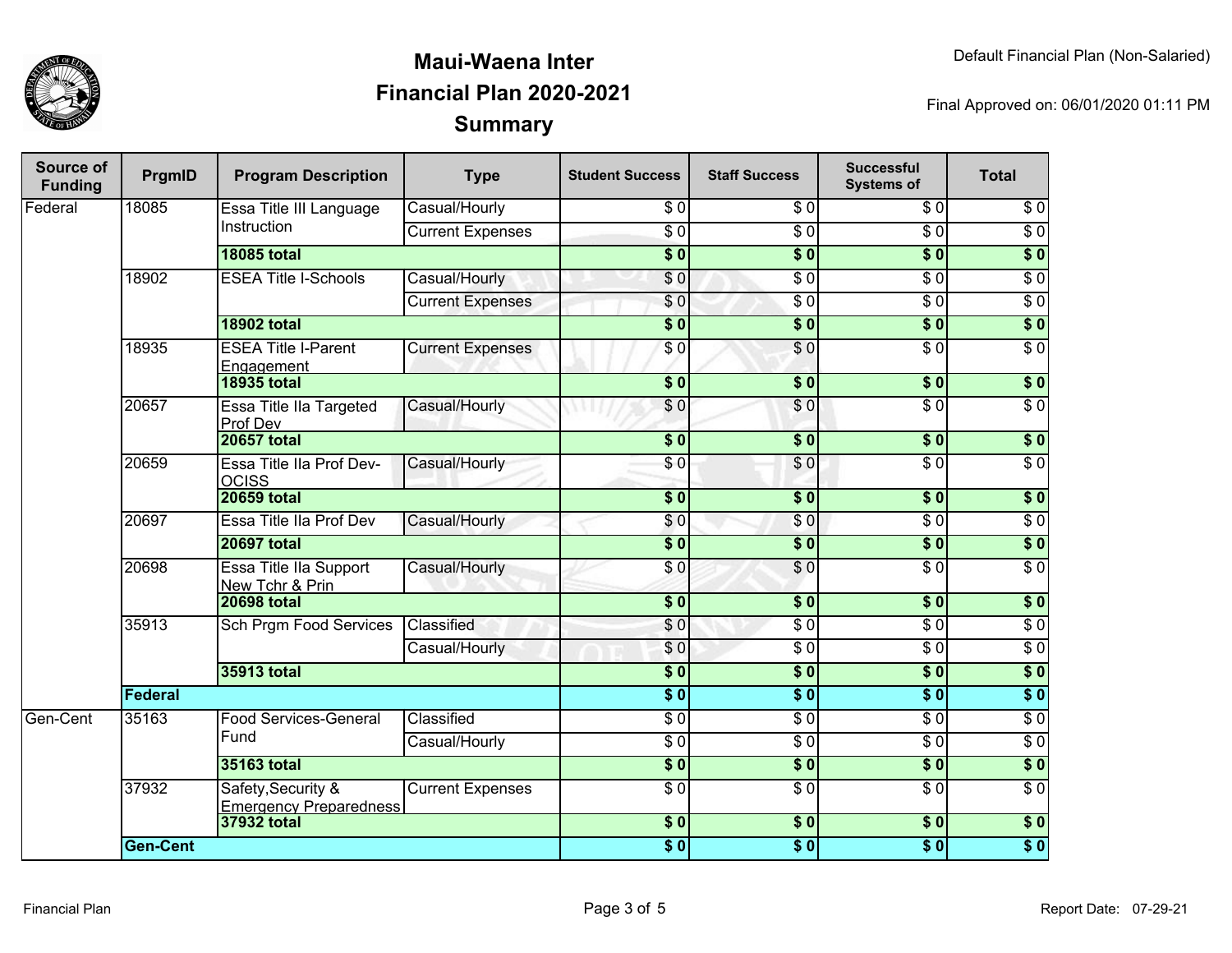# Maui-Waena Inter
## Financial Plan 2020-2021
## Summary

Default Financial Plan (Non-Salaried)

Final Approved on: 06/01/2020 01:11 PM

| Source of Funding | PrgmID | Program Description | Type | Student Success | Staff Success | Successful Systems of | Total |
|---|---|---|---|---|---|---|---|
| Federal | 18085 | Essa Title III Language Instruction | Casual/Hourly | $ 0 | $ 0 | $ 0 | $ 0 |
| | | | Current Expenses | $ 0 | $ 0 | $ 0 | $ 0 |
| | | **18085 total** | | **$ 0** | **$ 0** | **$ 0** | **$ 0** |
| | 18902 | ESEA Title I-Schools | Casual/Hourly | $ 0 | $ 0 | $ 0 | $ 0 |
| | | | Current Expenses | $ 0 | $ 0 | $ 0 | $ 0 |
| | | **18902 total** | | **$ 0** | **$ 0** | **$ 0** | **$ 0** |
| | 18935 | ESEA Title I-Parent Engagement | Current Expenses | $ 0 | $ 0 | $ 0 | $ 0 |
| | | **18935 total** | | **$ 0** | **$ 0** | **$ 0** | **$ 0** |
| | 20657 | Essa Title IIa Targeted Prof Dev | Casual/Hourly | $ 0 | $ 0 | $ 0 | $ 0 |
| | | **20657 total** | | **$ 0** | **$ 0** | **$ 0** | **$ 0** |
| | 20659 | Essa Title IIa Prof Dev-OCISS | Casual/Hourly | $ 0 | $ 0 | $ 0 | $ 0 |
| | | **20659 total** | | **$ 0** | **$ 0** | **$ 0** | **$ 0** |
| | 20697 | Essa Title IIa Prof Dev | Casual/Hourly | $ 0 | $ 0 | $ 0 | $ 0 |
| | | **20697 total** | | **$ 0** | **$ 0** | **$ 0** | **$ 0** |
| | 20698 | Essa Title IIa Support New Tchr & Prin | Casual/Hourly | $ 0 | $ 0 | $ 0 | $ 0 |
| | | **20698 total** | | **$ 0** | **$ 0** | **$ 0** | **$ 0** |
| | 35913 | Sch Prgm Food Services | Classified | $ 0 | $ 0 | $ 0 | $ 0 |
| | | | Casual/Hourly | $ 0 | $ 0 | $ 0 | $ 0 |
| | | **35913 total** | | **$ 0** | **$ 0** | **$ 0** | **$ 0** |
| | **Federal** | | | **$ 0** | **$ 0** | **$ 0** | **$ 0** |
| Gen-Cent | 35163 | Food Services-General Fund | Classified | $ 0 | $ 0 | $ 0 | $ 0 |
| | | | Casual/Hourly | $ 0 | $ 0 | $ 0 | $ 0 |
| | | **35163 total** | | **$ 0** | **$ 0** | **$ 0** | **$ 0** |
| | 37932 | Safety,Security & Emergency Preparedness | Current Expenses | $ 0 | $ 0 | $ 0 | $ 0 |
| | | **37932 total** | | **$ 0** | **$ 0** | **$ 0** | **$ 0** |
| | **Gen-Cent** | | | **$ 0** | **$ 0** | **$ 0** | **$ 0** |

Report Date: 07-29-21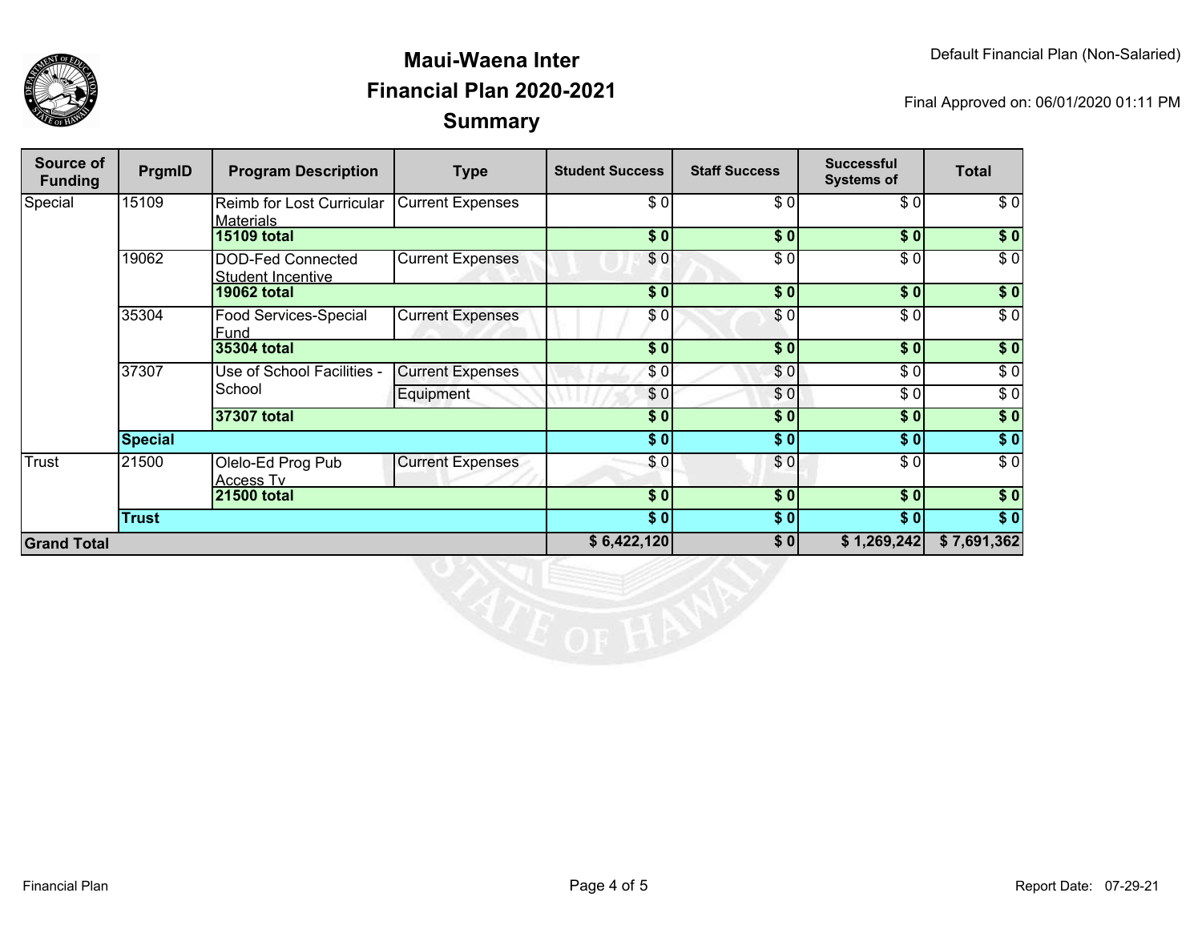# Maui-Waena Inter
## Financial Plan 2020-2021
## Summary

Default Financial Plan (Non-Salaried)

Final Approved on: 06/01/2020 01:11 PM

| Source of Funding | PrgmID | Program Description | Type | Student Success | Staff Success | Successful Systems of | Total |
|---|---|---|---|---|---|---|---|
| Special | 15109 | Reimb for Lost Curricular Materials | Current Expenses | $ 0 | $ 0 | $ 0 | $ 0 |
| | | **15109 total** | | **$ 0** | **$ 0** | **$ 0** | **$ 0** |
| | 19062 | DOD-Fed Connected Student Incentive | Current Expenses | $ 0 | $ 0 | $ 0 | $ 0 |
| | | **19062 total** | | **$ 0** | **$ 0** | **$ 0** | **$ 0** |
| | 35304 | Food Services-Special Fund | Current Expenses | $ 0 | $ 0 | $ 0 | $ 0 |
| | | **35304 total** | | **$ 0** | **$ 0** | **$ 0** | **$ 0** |
| | 37307 | Use of School Facilities - School | Current Expenses | $ 0 | $ 0 | $ 0 | $ 0 |
| | | | Equipment | $ 0 | $ 0 | $ 0 | $ 0 |
| | | **37307 total** | | **$ 0** | **$ 0** | **$ 0** | **$ 0** |
| | **Special** | | | **$ 0** | **$ 0** | **$ 0** | **$ 0** |
| Trust | 21500 | Olelo-Ed Prog Pub Access Tv | Current Expenses | $ 0 | $ 0 | $ 0 | $ 0 |
| | | **21500 total** | | **$ 0** | **$ 0** | **$ 0** | **$ 0** |
| | **Trust** | | | **$ 0** | **$ 0** | **$ 0** | **$ 0** |
| **Grand Total** | | | | **$ 6,422,120** | **$ 0** | **$ 1,269,242** | **$ 7,691,362** |

Financial Plan

Report Date: 07-29-21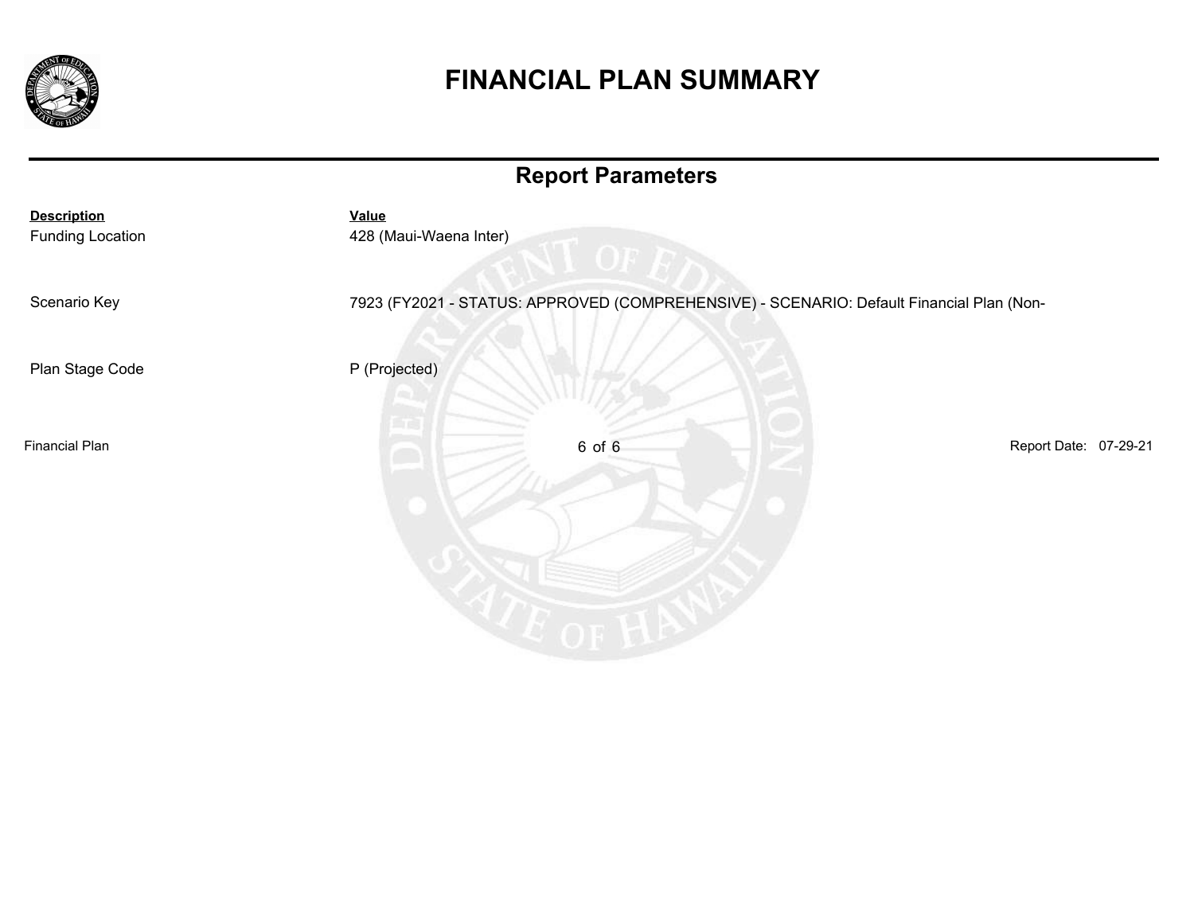# FINANCIAL PLAN SUMMARY

## Report Parameters

| Description | Value |
|---|---|
| Funding Location | 428 (Maui-Waena Inter) |
| Scenario Key | 7923 (FY2021 - STATUS: APPROVED (COMPREHENSIVE) - SCENARIO: Default Financial Plan (Non- |
| Plan Stage Code | P (Projected) |

Financial Plan

Report Date: 07-29-21